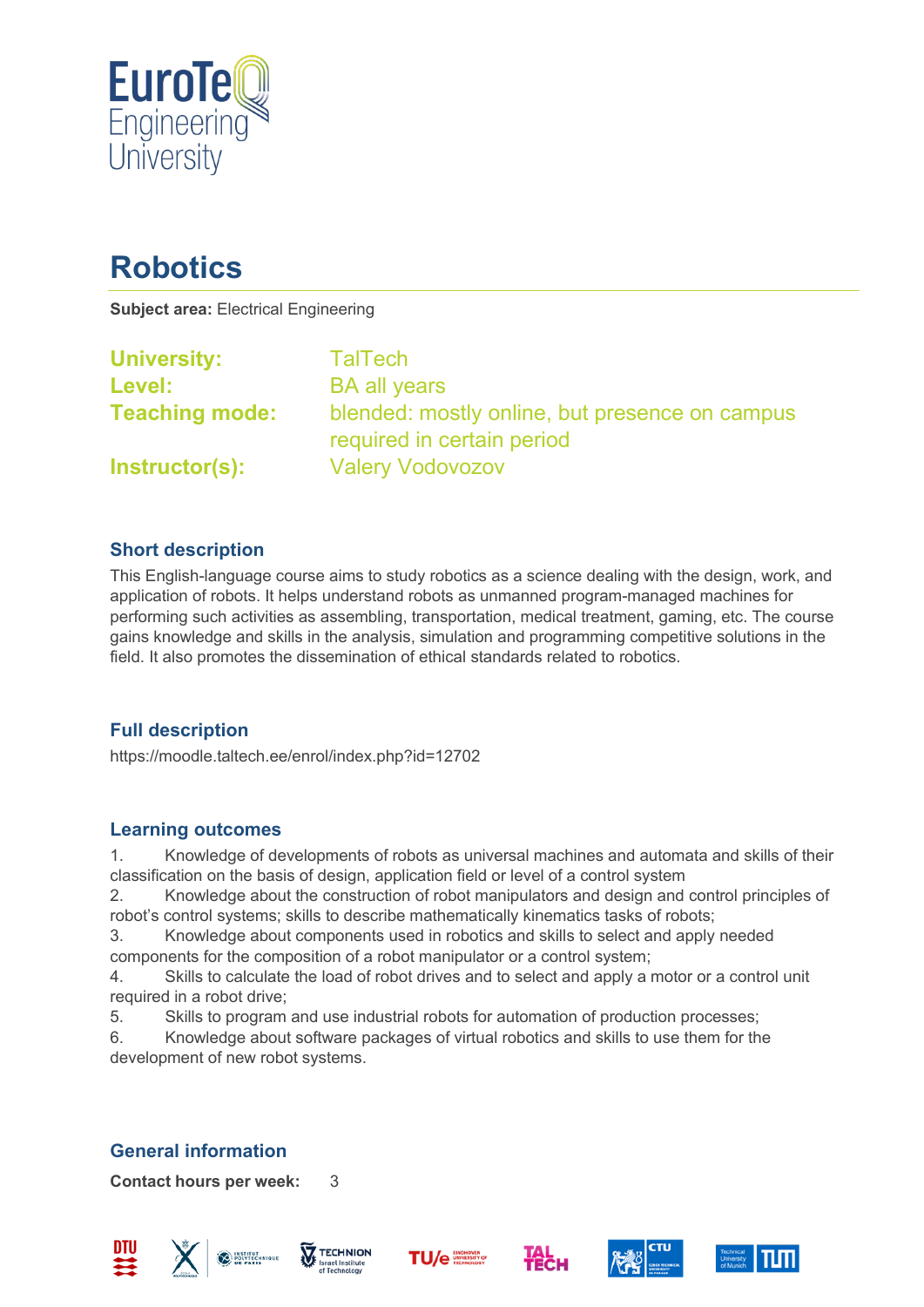# Robotics

**Subject area:** Electrical Engineering

**University:** TalTech
**Level:** BA all years
**Teaching mode:** blended: mostly online, but presence on campus required in certain period
**Instructor(s):** Valery Vodovozov

## Short description

This English-language course aims to study robotics as a science dealing with the design, work, and application of robots. It helps understand robots as unmanned program-managed machines for performing such activities as assembling, transportation, medical treatment, gaming, etc. The course gains knowledge and skills in the analysis, simulation and programming competitive solutions in the field. It also promotes the dissemination of ethical standards related to robotics.

## Full description

https://moodle.taltech.ee/enrol/index.php?id=12702

## Learning outcomes

1. Knowledge of developments of robots as universal machines and automata and skills of their classification on the basis of design, application field or level of a control system
2. Knowledge about the construction of robot manipulators and design and control principles of robot's control systems; skills to describe mathematically kinematics tasks of robots;
3. Knowledge about components used in robotics and skills to select and apply needed components for the composition of a robot manipulator or a control system;
4. Skills to calculate the load of robot drives and to select and apply a motor or a control unit required in a robot drive;
5. Skills to program and use industrial robots for automation of production processes;
6. Knowledge about software packages of virtual robotics and skills to use them for the development of new robot systems.

## General information

**Contact hours per week:** 3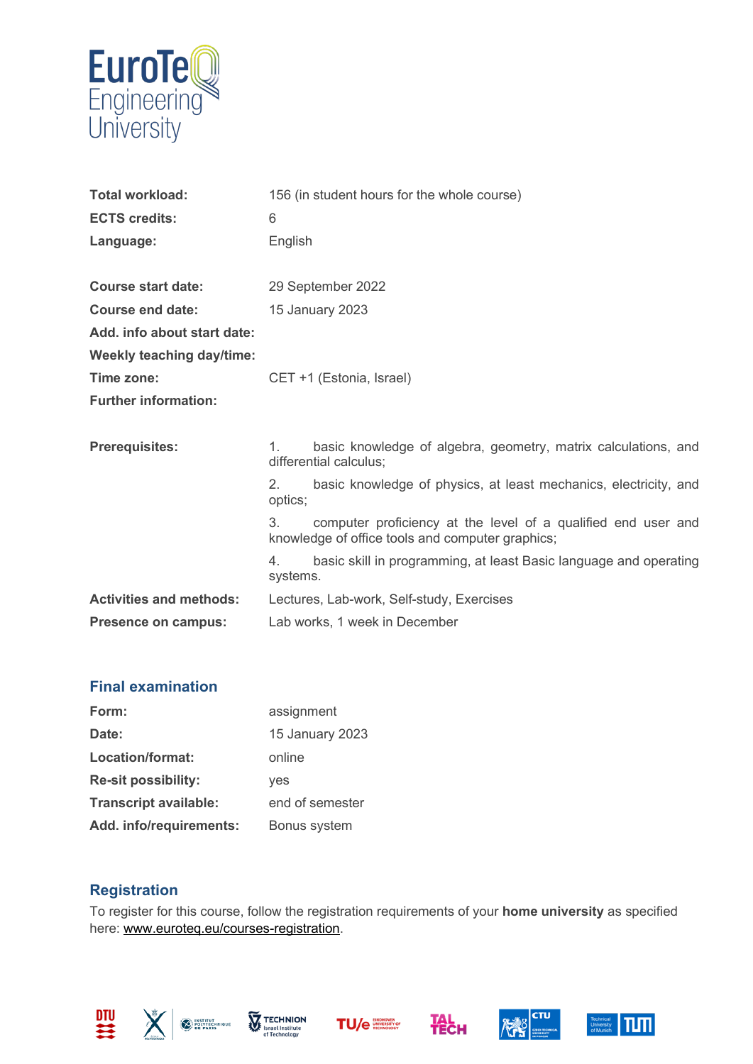EuroTeQ Engineering University

| | |
|---|---|
| **Total workload:** | 156 (in student hours for the whole course) |
| **ECTS credits:** | 6 |
| **Language:** | English |

| | |
|---|---|
| **Course start date:** | 29 September 2022 |
| **Course end date:** | 15 January 2023 |
| **Add. info about start date:** | |
| **Weekly teaching day/time:** | |
| **Time zone:** | CET +1 (Estonia, Israel) |
| **Further information:** | |

| | |
|---|---|
| **Prerequisites:** | 1. basic knowledge of algebra, geometry, matrix calculations, and differential calculus; |
| | 2. basic knowledge of physics, at least mechanics, electricity, and optics; |
| | 3. computer proficiency at the level of a qualified end user and knowledge of office tools and computer graphics; |
| | 4. basic skill in programming, at least Basic language and operating systems. |
| **Activities and methods:** | Lectures, Lab-work, Self-study, Exercises |
| **Presence on campus:** | Lab works, 1 week in December |

## Final examination

| | |
|---|---|
| **Form:** | assignment |
| **Date:** | 15 January 2023 |
| **Location/format:** | online |
| **Re-sit possibility:** | yes |
| **Transcript available:** | end of semester |
| **Add. info/requirements:** | Bonus system |

## Registration

To register for this course, follow the registration requirements of your **home university** as specified here: www.euroteq.eu/courses-registration.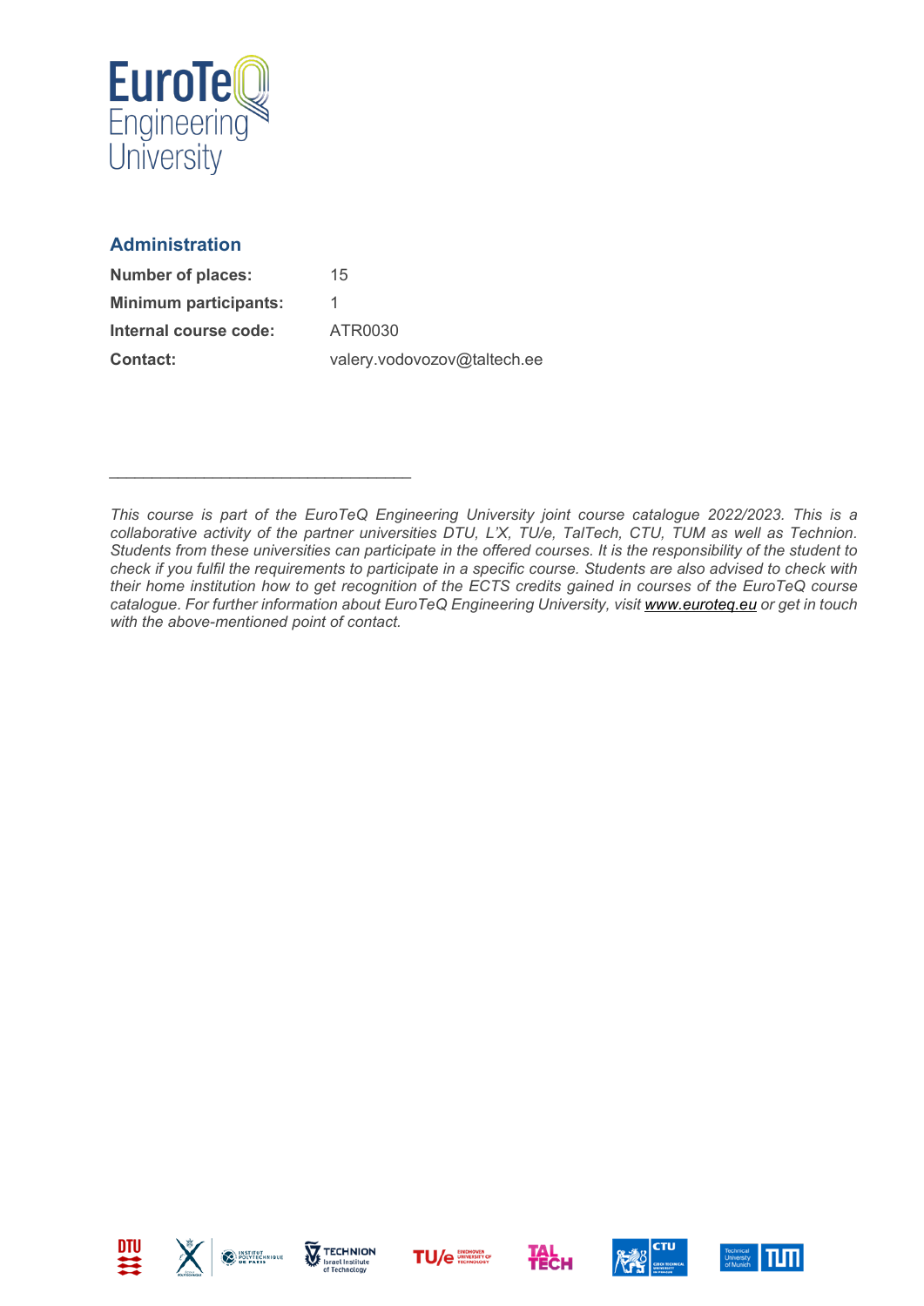## Administration

| | |
|---|---|
| **Number of places:** | 15 |
| **Minimum participants:** | 1 |
| **Internal course code:** | ATR0030 |
| **Contact:** | valery.vodovozov@taltech.ee |

---

*This course is part of the EuroTeQ Engineering University joint course catalogue 2022/2023. This is a collaborative activity of the partner universities DTU, L'X, TU/e, TalTech, CTU, TUM as well as Technion. Students from these universities can participate in the offered courses. It is the responsibility of the student to check if you fulfil the requirements to participate in a specific course. Students are also advised to check with their home institution how to get recognition of the ECTS credits gained in courses of the EuroTeQ course catalogue. For further information about EuroTeQ Engineering University, visit [www.euroteq.eu](http://www.euroteq.eu) or get in touch with the above-mentioned point of contact.*